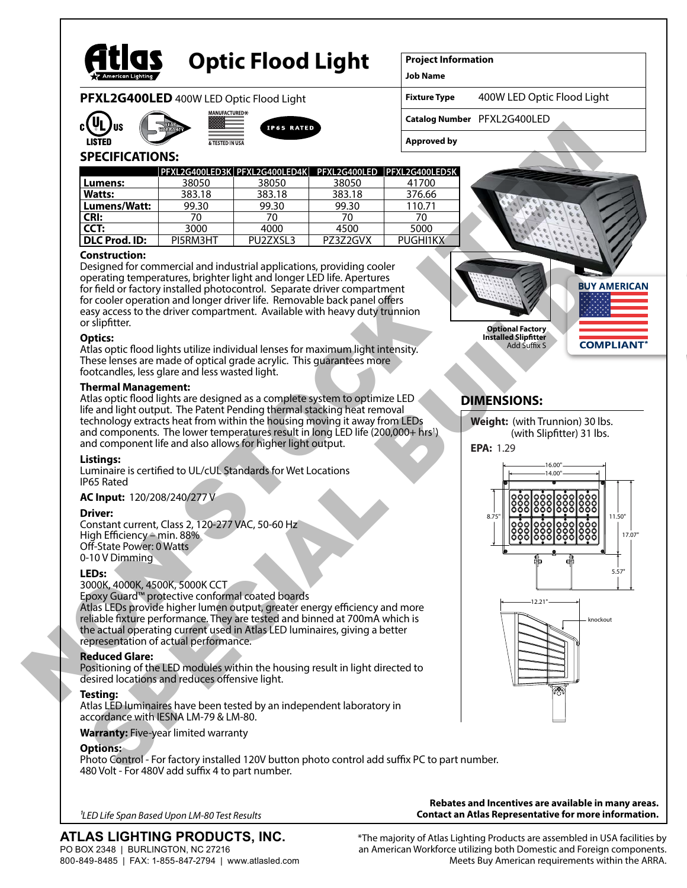# Atlas Optic Flood Light

| Project Information | |
|---|---|
| Job Name | |
| Fixture Type | 400W LED Optic Flood Light |
| Catalog Number | PFXL2G400LED |
| Approved by | |

**PFXL2G400LED** 400W LED Optic Flood Light

IP65 RATED

## SPECIFICATIONS:

| | PFXL2G400LED3K | PFXL2G400LED4K | PFXL2G400LED | PFXL2G400LED5K |
|---|---|---|---|---|
| **Lumens:** | 38050 | 38050 | 38050 | 41700 |
| **Watts:** | 383.18 | 383.18 | 383.18 | 376.66 |
| **Lumens/Watt:** | 99.30 | 99.30 | 99.30 | 110.71 |
| **CRI:** | 70 | 70 | 70 | 70 |
| **CCT:** | 3000 | 4000 | 4500 | 5000 |
| **DLC Prod. ID:** | PI5RM3HT | PU2ZXSL3 | PZ3Z2GVX | PUGHI1KX |

**Construction:**
Designed for commercial and industrial applications, providing cooler operating temperatures, brighter light and longer LED life. Apertures for field or factory installed photocontrol. Separate driver compartment for cooler operation and longer driver life. Removable back panel offers easy access to the driver compartment. Available with heavy duty trunnion or slipfitter.

**Optics:**
Atlas optic flood lights utilize individual lenses for maximum light intensity. These lenses are made of optical grade acrylic. This guarantees more footcandles, less glare and less wasted light.

**Thermal Management:**
Atlas optic flood lights are designed as a complete system to optimize LED life and light output. The Patent Pending thermal stacking heat removal technology extracts heat from within the housing moving it away from LEDs and components. The lower temperatures result in long LED life (200,000+ hrs[1]) and component life and also allows for higher light output.

**Listings:**
Luminaire is certified to UL/cUL Standards for Wet Locations
IP65 Rated

**AC Input:** 120/208/240/277 V

**Driver:**
Constant current, Class 2, 120-277 VAC, 50-60 Hz
High Efficiency – min. 88%
Off-State Power: 0 Watts
0-10 V Dimming

**LEDs:**
3000K, 4000K, 4500K, 5000K CCT
Epoxy Guard™ protective conformal coated boards
Atlas LEDs provide higher lumen output, greater energy efficiency and more reliable fixture performance. They are tested and binned at 700mA which is the actual operating current used in Atlas LED luminaires, giving a better representation of actual performance.

**Reduced Glare:**
Positioning of the LED modules within the housing result in light directed to desired locations and reduces offensive light.

**Testing:**
Atlas LED luminaires have been tested by an independent laboratory in accordance with IESNA LM-79 & LM-80.

**Warranty:** Five-year limited warranty

**Options:**
Photo Control - For factory installed 120V button photo control add suffix PC to part number.
480 Volt - For 480V add suffix 4 to part number.

**Optional Factory Installed Slipfitter**
Add Suffix S

BUY AMERICAN COMPLIANT*

## DIMENSIONS:

**Weight:** (with Trunnion) 30 lbs.
(with Slipfitter) 31 lbs.

**EPA:** 1.29

16.00" | 14.00" | 8.75" | 11.50" | 17.07" | 5.57" | 12.21" | knockout

NON-STOCK ITEM SPECIAL BUILD

[1]*LED Life Span Based Upon LM-80 Test Results*

**Rebates and Incentives are available in many areas. Contact an Atlas Representative for more information.**

**ATLAS LIGHTING PRODUCTS, INC.**
PO BOX 2348 | BURLINGTON, NC 27216
800-849-8485 | FAX: 1-855-847-2794 | www.atlasled.com

*The majority of Atlas Lighting Products are assembled in USA facilities by an American Workforce utilizing both Domestic and Foreign components. Meets Buy American requirements within the ARRA.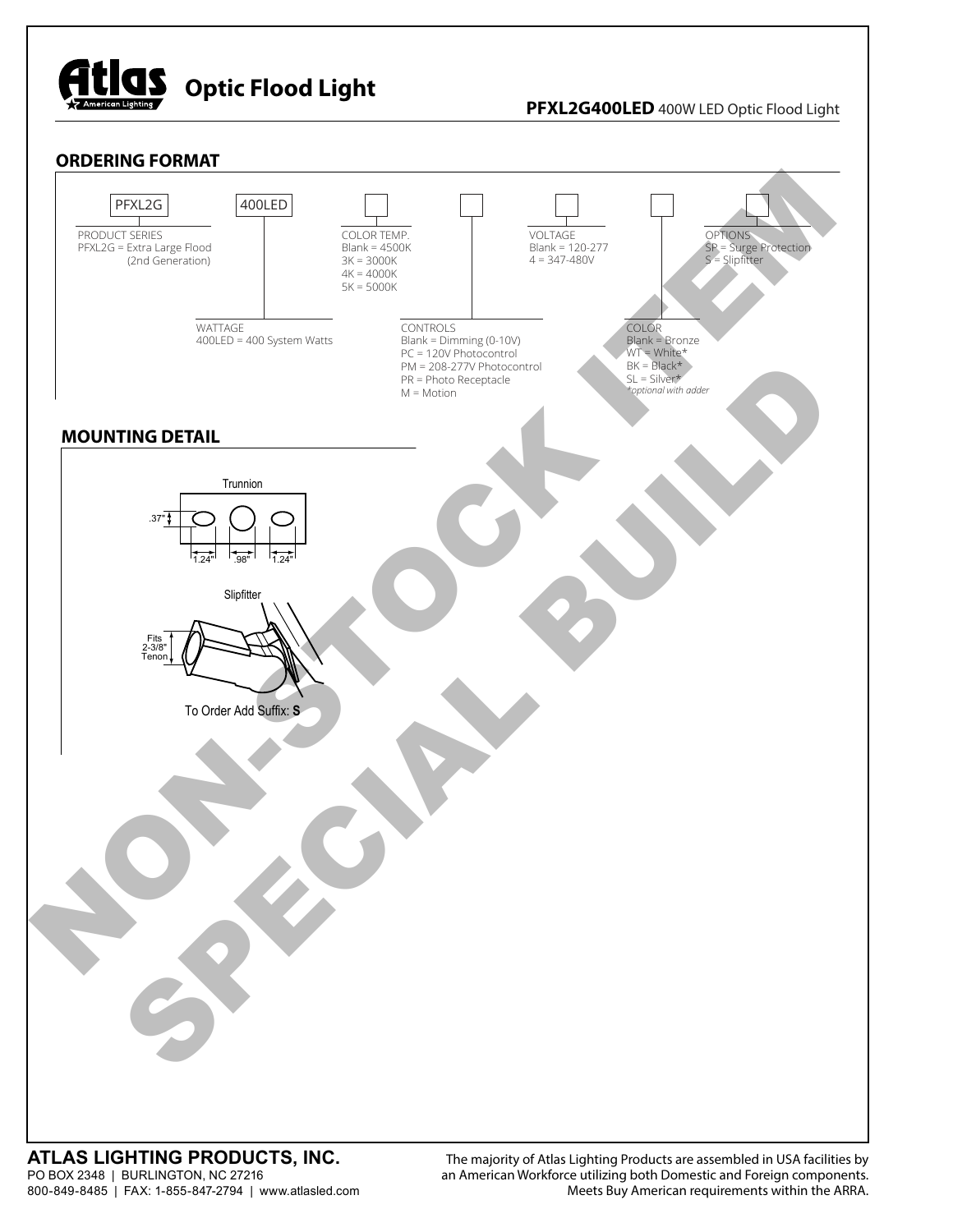# Optic Flood Light

**PFXL2G400LED** 400W LED Optic Flood Light

## ORDERING FORMAT

PFXL2G | 400LED | ☐ | ☐ | ☐ | ☐ | ☐

PRODUCT SERIES
PFXL2G = Extra Large Flood (2nd Generation)

WATTAGE
400LED = 400 System Watts

COLOR TEMP.
Blank = 4500K
3K = 3000K
4K = 4000K
5K = 5000K

CONTROLS
Blank = Dimming (0-10V)
PC = 120V Photocontrol
PM = 208-277V Photocontrol
PR = Photo Receptacle
M = Motion

VOLTAGE
Blank = 120-277
4 = 347-480V

COLOR
Blank = Bronze
WT = White*
BK = Black*
SL = Silver*
*optional with adder*

OPTIONS
SP = Surge Protection
S = Slipfitter

## MOUNTING DETAIL

Trunnion

.37"
1.24"
.98"
1.24"

Slipfitter

Fits 2-3/8" Tenon

To Order Add Suffix: **S**

NON-STOCK ITEM
SPECIAL BUILD

**ATLAS LIGHTING PRODUCTS, INC.**
PO BOX 2348 | BURLINGTON, NC 27216
800-849-8485 | FAX: 1-855-847-2794 | www.atlasled.com

The majority of Atlas Lighting Products are assembled in USA facilities by an American Workforce utilizing both Domestic and Foreign components. Meets Buy American requirements within the ARRA.